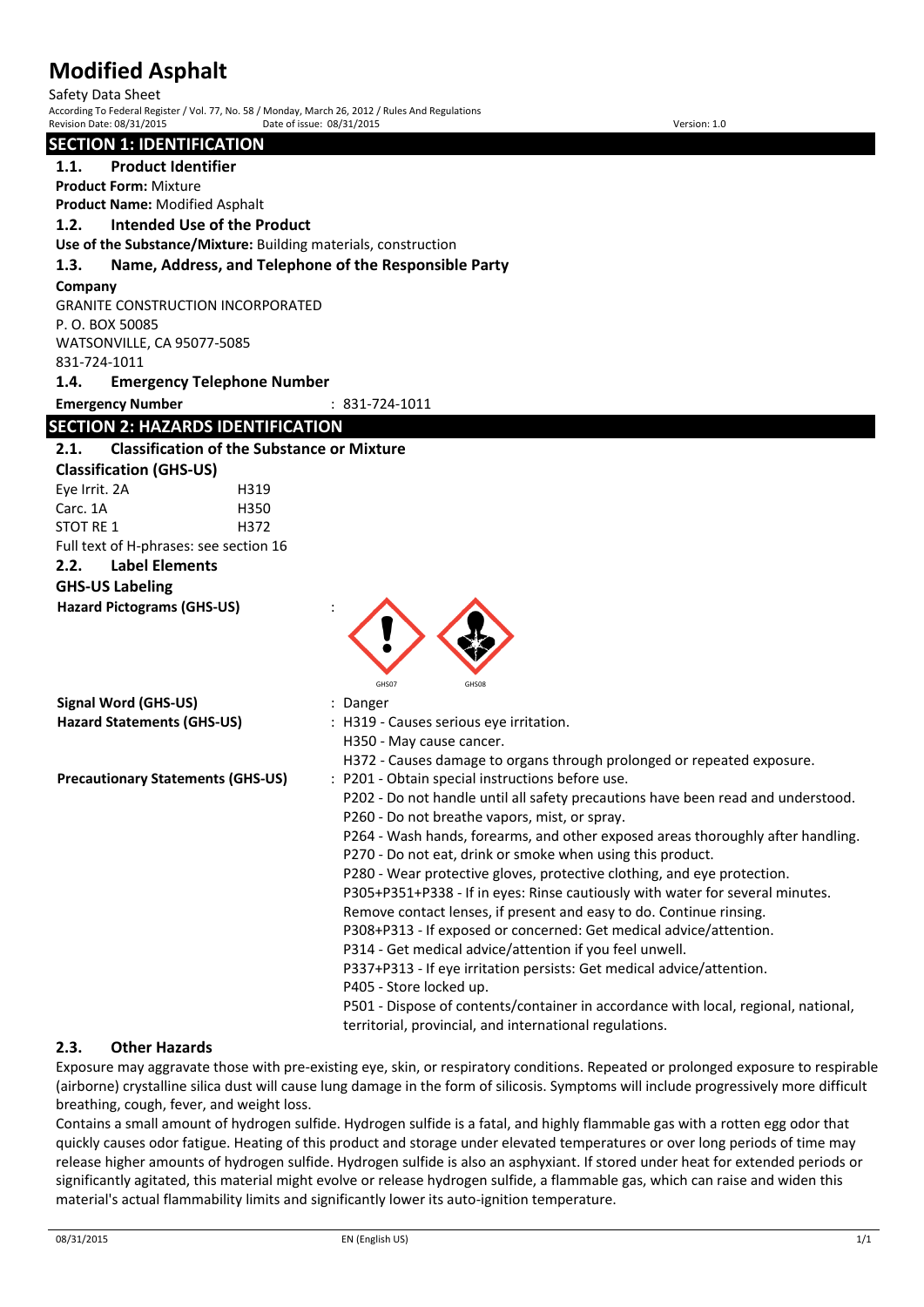# Modified Asphalt

Safety Data Sheet

According To Federal Register / Vol. 77, No. 58 / Monday, March 26, 2012 / Rules And Regulations

Revision Date: 08/31/2015 Date of issue: 08/31/2015 Version: 1.0

## SECTION 1: IDENTIFICATION

### 1.1. Product Identifier

**Product Form:** Mixture

**Product Name:** Modified Asphalt

### 1.2. Intended Use of the Product

**Use of the Substance/Mixture:** Building materials, construction

### 1.3. Name, Address, and Telephone of the Responsible Party

**Company**

GRANITE CONSTRUCTION INCORPORATED
P. O. BOX 50085
WATSONVILLE, CA 95077-5085
831-724-1011

### 1.4. Emergency Telephone Number

**Emergency Number** : 831-724-1011

## SECTION 2: HAZARDS IDENTIFICATION

### 2.1. Classification of the Substance or Mixture

**Classification (GHS-US)**

| | |
|---|---|
| Eye Irrit. 2A | H319 |
| Carc. 1A | H350 |
| STOT RE 1 | H372 |

Full text of H-phrases: see section 16

### 2.2. Label Elements

**GHS-US Labeling**

**Hazard Pictograms (GHS-US)** :

GHS07 GHS08

**Signal Word (GHS-US)** : Danger

**Hazard Statements (GHS-US)** : H319 - Causes serious eye irritation.
H350 - May cause cancer.
H372 - Causes damage to organs through prolonged or repeated exposure.

**Precautionary Statements (GHS-US)** : P201 - Obtain special instructions before use.
P202 - Do not handle until all safety precautions have been read and understood.
P260 - Do not breathe vapors, mist, or spray.
P264 - Wash hands, forearms, and other exposed areas thoroughly after handling.
P270 - Do not eat, drink or smoke when using this product.
P280 - Wear protective gloves, protective clothing, and eye protection.
P305+P351+P338 - If in eyes: Rinse cautiously with water for several minutes. Remove contact lenses, if present and easy to do. Continue rinsing.
P308+P313 - If exposed or concerned: Get medical advice/attention.
P314 - Get medical advice/attention if you feel unwell.
P337+P313 - If eye irritation persists: Get medical advice/attention.
P405 - Store locked up.
P501 - Dispose of contents/container in accordance with local, regional, national, territorial, provincial, and international regulations.

### 2.3. Other Hazards

Exposure may aggravate those with pre-existing eye, skin, or respiratory conditions. Repeated or prolonged exposure to respirable (airborne) crystalline silica dust will cause lung damage in the form of silicosis. Symptoms will include progressively more difficult breathing, cough, fever, and weight loss.

Contains a small amount of hydrogen sulfide. Hydrogen sulfide is a fatal, and highly flammable gas with a rotten egg odor that quickly causes odor fatigue. Heating of this product and storage under elevated temperatures or over long periods of time may release higher amounts of hydrogen sulfide. Hydrogen sulfide is also an asphyxiant. If stored under heat for extended periods or significantly agitated, this material might evolve or release hydrogen sulfide, a flammable gas, which can raise and widen this material's actual flammability limits and significantly lower its auto-ignition temperature.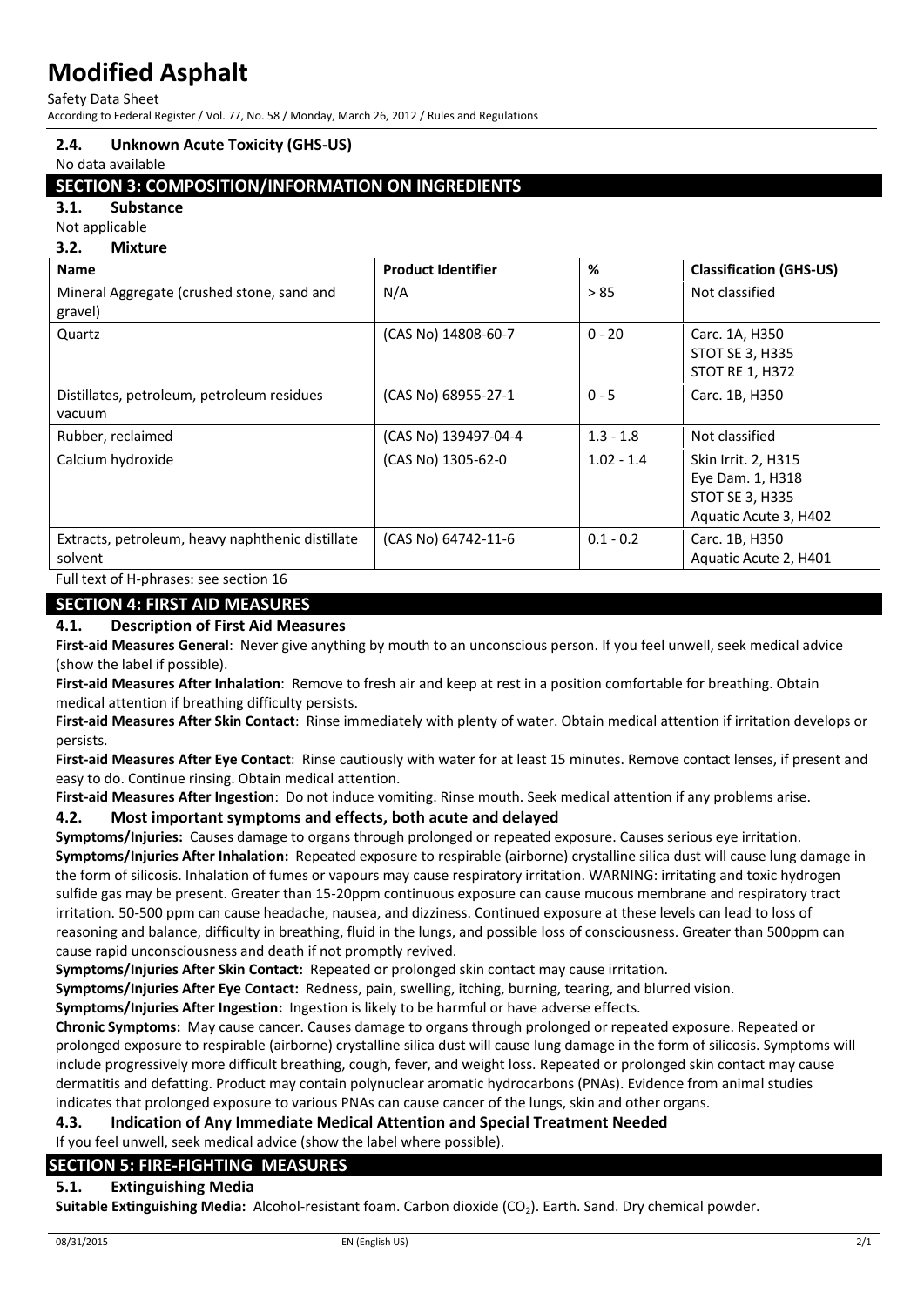### 2.4. Unknown Acute Toxicity (GHS-US)

No data available

## SECTION 3: COMPOSITION/INFORMATION ON INGREDIENTS

### 3.1. Substance

Not applicable

### 3.2. Mixture

| Name | Product Identifier | % | Classification (GHS-US) |
|---|---|---|---|
| Mineral Aggregate (crushed stone, sand and gravel) | N/A | > 85 | Not classified |
| Quartz | (CAS No) 14808-60-7 | 0 - 20 | Carc. 1A, H350<br>STOT SE 3, H335<br>STOT RE 1, H372 |
| Distillates, petroleum, petroleum residues vacuum | (CAS No) 68955-27-1 | 0 - 5 | Carc. 1B, H350 |
| Rubber, reclaimed | (CAS No) 139497-04-4 | 1.3 - 1.8 | Not classified |
| Calcium hydroxide | (CAS No) 1305-62-0 | 1.02 - 1.4 | Skin Irrit. 2, H315<br>Eye Dam. 1, H318<br>STOT SE 3, H335<br>Aquatic Acute 3, H402 |
| Extracts, petroleum, heavy naphthenic distillate solvent | (CAS No) 64742-11-6 | 0.1 - 0.2 | Carc. 1B, H350<br>Aquatic Acute 2, H401 |

Full text of H-phrases: see section 16

## SECTION 4: FIRST AID MEASURES

### 4.1. Description of First Aid Measures

**First-aid Measures General**: Never give anything by mouth to an unconscious person. If you feel unwell, seek medical advice (show the label if possible).

**First-aid Measures After Inhalation**: Remove to fresh air and keep at rest in a position comfortable for breathing. Obtain medical attention if breathing difficulty persists.

**First-aid Measures After Skin Contact**: Rinse immediately with plenty of water. Obtain medical attention if irritation develops or persists.

**First-aid Measures After Eye Contact**: Rinse cautiously with water for at least 15 minutes. Remove contact lenses, if present and easy to do. Continue rinsing. Obtain medical attention.

**First-aid Measures After Ingestion**: Do not induce vomiting. Rinse mouth. Seek medical attention if any problems arise.

### 4.2. Most important symptoms and effects, both acute and delayed

**Symptoms/Injuries:** Causes damage to organs through prolonged or repeated exposure. Causes serious eye irritation.

**Symptoms/Injuries After Inhalation:** Repeated exposure to respirable (airborne) crystalline silica dust will cause lung damage in the form of silicosis. Inhalation of fumes or vapours may cause respiratory irritation. WARNING: irritating and toxic hydrogen sulfide gas may be present. Greater than 15-20ppm continuous exposure can cause mucous membrane and respiratory tract irritation. 50-500 ppm can cause headache, nausea, and dizziness. Continued exposure at these levels can lead to loss of reasoning and balance, difficulty in breathing, fluid in the lungs, and possible loss of consciousness. Greater than 500ppm can cause rapid unconsciousness and death if not promptly revived.

**Symptoms/Injuries After Skin Contact:** Repeated or prolonged skin contact may cause irritation.

**Symptoms/Injuries After Eye Contact:** Redness, pain, swelling, itching, burning, tearing, and blurred vision.

**Symptoms/Injuries After Ingestion:** Ingestion is likely to be harmful or have adverse effects.

**Chronic Symptoms:** May cause cancer. Causes damage to organs through prolonged or repeated exposure. Repeated or prolonged exposure to respirable (airborne) crystalline silica dust will cause lung damage in the form of silicosis. Symptoms will include progressively more difficult breathing, cough, fever, and weight loss. Repeated or prolonged skin contact may cause dermatitis and defatting. Product may contain polynuclear aromatic hydrocarbons (PNAs). Evidence from animal studies indicates that prolonged exposure to various PNAs can cause cancer of the lungs, skin and other organs.

### 4.3. Indication of Any Immediate Medical Attention and Special Treatment Needed

If you feel unwell, seek medical advice (show the label where possible).

## SECTION 5: FIRE-FIGHTING MEASURES

### 5.1. Extinguishing Media

**Suitable Extinguishing Media:** Alcohol-resistant foam. Carbon dioxide ($CO_2$). Earth. Sand. Dry chemical powder.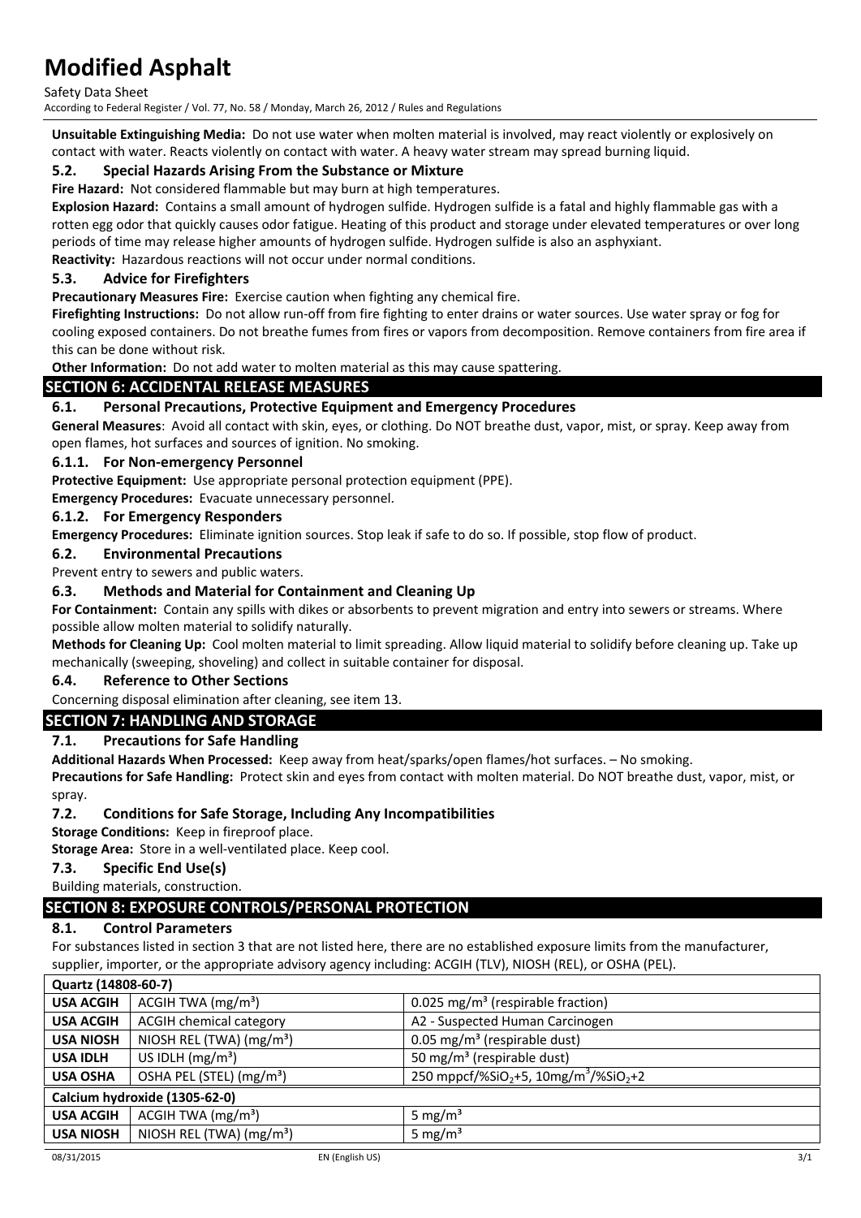**Unsuitable Extinguishing Media:** Do not use water when molten material is involved, may react violently or explosively on contact with water. Reacts violently on contact with water. A heavy water stream may spread burning liquid.

### 5.2. Special Hazards Arising From the Substance or Mixture

**Fire Hazard:** Not considered flammable but may burn at high temperatures.

**Explosion Hazard:** Contains a small amount of hydrogen sulfide. Hydrogen sulfide is a fatal and highly flammable gas with a rotten egg odor that quickly causes odor fatigue. Heating of this product and storage under elevated temperatures or over long periods of time may release higher amounts of hydrogen sulfide. Hydrogen sulfide is also an asphyxiant.

**Reactivity:** Hazardous reactions will not occur under normal conditions.

### 5.3. Advice for Firefighters

**Precautionary Measures Fire:** Exercise caution when fighting any chemical fire.

**Firefighting Instructions:** Do not allow run-off from fire fighting to enter drains or water sources. Use water spray or fog for cooling exposed containers. Do not breathe fumes from fires or vapors from decomposition. Remove containers from fire area if this can be done without risk.

**Other Information:** Do not add water to molten material as this may cause spattering.

## SECTION 6: ACCIDENTAL RELEASE MEASURES

### 6.1. Personal Precautions, Protective Equipment and Emergency Procedures

**General Measures**: Avoid all contact with skin, eyes, or clothing. Do NOT breathe dust, vapor, mist, or spray. Keep away from open flames, hot surfaces and sources of ignition. No smoking.

#### 6.1.1. For Non-emergency Personnel

**Protective Equipment:** Use appropriate personal protection equipment (PPE).

**Emergency Procedures:** Evacuate unnecessary personnel.

#### 6.1.2. For Emergency Responders

**Emergency Procedures:** Eliminate ignition sources. Stop leak if safe to do so. If possible, stop flow of product.

### 6.2. Environmental Precautions

Prevent entry to sewers and public waters.

### 6.3. Methods and Material for Containment and Cleaning Up

**For Containment:** Contain any spills with dikes or absorbents to prevent migration and entry into sewers or streams. Where possible allow molten material to solidify naturally.

**Methods for Cleaning Up:** Cool molten material to limit spreading. Allow liquid material to solidify before cleaning up. Take up mechanically (sweeping, shoveling) and collect in suitable container for disposal.

### 6.4. Reference to Other Sections

Concerning disposal elimination after cleaning, see item 13.

## SECTION 7: HANDLING AND STORAGE

### 7.1. Precautions for Safe Handling

**Additional Hazards When Processed:** Keep away from heat/sparks/open flames/hot surfaces. – No smoking.

**Precautions for Safe Handling:** Protect skin and eyes from contact with molten material. Do NOT breathe dust, vapor, mist, or spray.

### 7.2. Conditions for Safe Storage, Including Any Incompatibilities

**Storage Conditions:** Keep in fireproof place.

**Storage Area:** Store in a well-ventilated place. Keep cool.

### 7.3. Specific End Use(s)

Building materials, construction.

## SECTION 8: EXPOSURE CONTROLS/PERSONAL PROTECTION

### 8.1. Control Parameters

For substances listed in section 3 that are not listed here, there are no established exposure limits from the manufacturer, supplier, importer, or the appropriate advisory agency including: ACGIH (TLV), NIOSH (REL), or OSHA (PEL).

| Quartz (14808-60-7) | | |
|---|---|---|
| **USA ACGIH** | ACGIH TWA ($mg/m^3$) | 0.025 $mg/m^3$ (respirable fraction) |
| **USA ACGIH** | ACGIH chemical category | A2 - Suspected Human Carcinogen |
| **USA NIOSH** | NIOSH REL (TWA) ($mg/m^3$) | 0.05 $mg/m^3$ (respirable dust) |
| **USA IDLH** | US IDLH ($mg/m^3$) | 50 $mg/m^3$ (respirable dust) |
| **USA OSHA** | OSHA PEL (STEL) ($mg/m^3$) | 250 mppcf/%$SiO_2$+5, 10mg/$m^3$/%$SiO_2$+2 |
| **Calcium hydroxide (1305-62-0)** | | |
| **USA ACGIH** | ACGIH TWA ($mg/m^3$) | 5 $mg/m^3$ |
| **USA NIOSH** | NIOSH REL (TWA) ($mg/m^3$) | 5 $mg/m^3$ |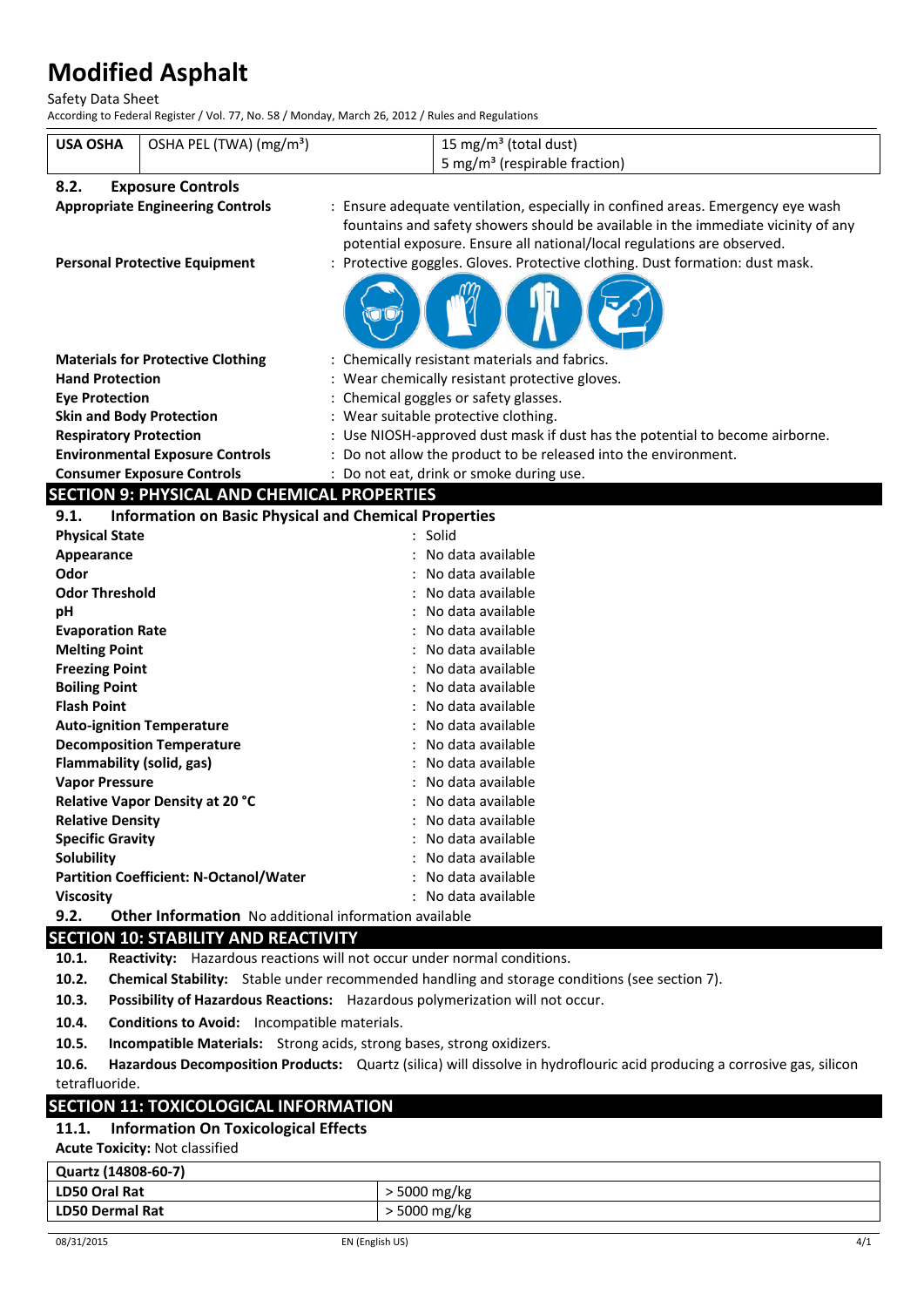| USA OSHA | OSHA PEL (TWA) (mg/m³) | 15 mg/m³ (total dust) 5 mg/m³ (respirable fraction) |
|---|---|---|

### 8.2. Exposure Controls

**Appropriate Engineering Controls** : Ensure adequate ventilation, especially in confined areas. Emergency eye wash fountains and safety showers should be available in the immediate vicinity of any potential exposure. Ensure all national/local regulations are observed.

**Personal Protective Equipment** : Protective goggles. Gloves. Protective clothing. Dust formation: dust mask.

**Materials for Protective Clothing** : Chemically resistant materials and fabrics.

**Hand Protection** : Wear chemically resistant protective gloves.

**Eye Protection** : Chemical goggles or safety glasses.

**Skin and Body Protection** : Wear suitable protective clothing.

**Respiratory Protection** : Use NIOSH-approved dust mask if dust has the potential to become airborne.

**Environmental Exposure Controls** : Do not allow the product to be released into the environment.

**Consumer Exposure Controls** : Do not eat, drink or smoke during use.

## SECTION 9: PHYSICAL AND CHEMICAL PROPERTIES

### 9.1. Information on Basic Physical and Chemical Properties

**Physical State** : Solid

**Appearance** : No data available

**Odor** : No data available

**Odor Threshold** : No data available

**pH** : No data available

**Evaporation Rate** : No data available

**Melting Point** : No data available

**Freezing Point** : No data available

**Boiling Point** : No data available

**Flash Point** : No data available

**Auto-ignition Temperature** : No data available

**Decomposition Temperature** : No data available

**Flammability (solid, gas)** : No data available

**Vapor Pressure** : No data available

**Relative Vapor Density at 20 °C** : No data available

**Relative Density** : No data available

**Specific Gravity** : No data available

**Solubility** : No data available

**Partition Coefficient: N-Octanol/Water** : No data available

**Viscosity** : No data available

### 9.2. Other Information No additional information available

## SECTION 10: STABILITY AND REACTIVITY

**10.1. Reactivity:** Hazardous reactions will not occur under normal conditions.

**10.2. Chemical Stability:** Stable under recommended handling and storage conditions (see section 7).

**10.3. Possibility of Hazardous Reactions:** Hazardous polymerization will not occur.

**10.4. Conditions to Avoid:** Incompatible materials.

**10.5. Incompatible Materials:** Strong acids, strong bases, strong oxidizers.

**10.6. Hazardous Decomposition Products:** Quartz (silica) will dissolve in hydroflouric acid producing a corrosive gas, silicon tetrafluoride.

## SECTION 11: TOXICOLOGICAL INFORMATION

### 11.1. Information On Toxicological Effects

**Acute Toxicity:** Not classified

| Quartz (14808-60-7) | |
|---|---|
| LD50 Oral Rat | > 5000 mg/kg |
| LD50 Dermal Rat | > 5000 mg/kg |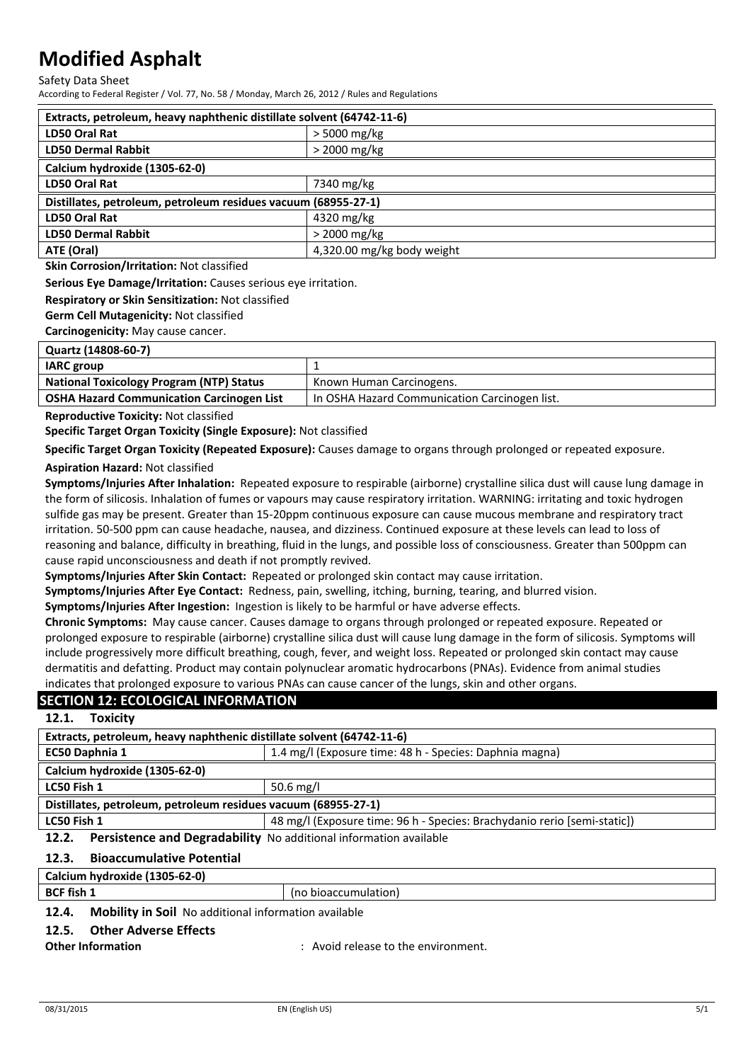| Extracts, petroleum, heavy naphthenic distillate solvent (64742-11-6) | |
|---|---|
| LD50 Oral Rat | > 5000 mg/kg |
| LD50 Dermal Rabbit | > 2000 mg/kg |
| **Calcium hydroxide (1305-62-0)** | |
| LD50 Oral Rat | 7340 mg/kg |
| **Distillates, petroleum, petroleum residues vacuum (68955-27-1)** | |
| LD50 Oral Rat | 4320 mg/kg |
| LD50 Dermal Rabbit | > 2000 mg/kg |
| ATE (Oral) | 4,320.00 mg/kg body weight |

**Skin Corrosion/Irritation:** Not classified

**Serious Eye Damage/Irritation:** Causes serious eye irritation.

**Respiratory or Skin Sensitization:** Not classified

**Germ Cell Mutagenicity:** Not classified

**Carcinogenicity:** May cause cancer.

| Quartz (14808-60-7) | |
|---|---|
| IARC group | 1 |
| National Toxicology Program (NTP) Status | Known Human Carcinogens. |
| OSHA Hazard Communication Carcinogen List | In OSHA Hazard Communication Carcinogen list. |

**Reproductive Toxicity:** Not classified

**Specific Target Organ Toxicity (Single Exposure):** Not classified

**Specific Target Organ Toxicity (Repeated Exposure):** Causes damage to organs through prolonged or repeated exposure.

**Aspiration Hazard:** Not classified

**Symptoms/Injuries After Inhalation:** Repeated exposure to respirable (airborne) crystalline silica dust will cause lung damage in the form of silicosis. Inhalation of fumes or vapours may cause respiratory irritation. WARNING: irritating and toxic hydrogen sulfide gas may be present. Greater than 15-20ppm continuous exposure can cause mucous membrane and respiratory tract irritation. 50-500 ppm can cause headache, nausea, and dizziness. Continued exposure at these levels can lead to loss of reasoning and balance, difficulty in breathing, fluid in the lungs, and possible loss of consciousness. Greater than 500ppm can cause rapid unconsciousness and death if not promptly revived.

**Symptoms/Injuries After Skin Contact:** Repeated or prolonged skin contact may cause irritation.

**Symptoms/Injuries After Eye Contact:** Redness, pain, swelling, itching, burning, tearing, and blurred vision.

**Symptoms/Injuries After Ingestion:** Ingestion is likely to be harmful or have adverse effects.

**Chronic Symptoms:** May cause cancer. Causes damage to organs through prolonged or repeated exposure. Repeated or prolonged exposure to respirable (airborne) crystalline silica dust will cause lung damage in the form of silicosis. Symptoms will include progressively more difficult breathing, cough, fever, and weight loss. Repeated or prolonged skin contact may cause dermatitis and defatting. Product may contain polynuclear aromatic hydrocarbons (PNAs). Evidence from animal studies indicates that prolonged exposure to various PNAs can cause cancer of the lungs, skin and other organs.

## SECTION 12: ECOLOGICAL INFORMATION

### 12.1. Toxicity

| Extracts, petroleum, heavy naphthenic distillate solvent (64742-11-6) | |
|---|---|
| EC50 Daphnia 1 | 1.4 mg/l (Exposure time: 48 h - Species: Daphnia magna) |
| **Calcium hydroxide (1305-62-0)** | |
| LC50 Fish 1 | 50.6 mg/l |
| **Distillates, petroleum, petroleum residues vacuum (68955-27-1)** | |
| LC50 Fish 1 | 48 mg/l (Exposure time: 96 h - Species: Brachydanio rerio [semi-static]) |

### 12.2. Persistence and Degradability

No additional information available

### 12.3. Bioaccumulative Potential

| Calcium hydroxide (1305-62-0) | |
|---|---|
| BCF fish 1 | (no bioaccumulation) |

### 12.4. Mobility in Soil

No additional information available

### 12.5. Other Adverse Effects

**Other Information** : Avoid release to the environment.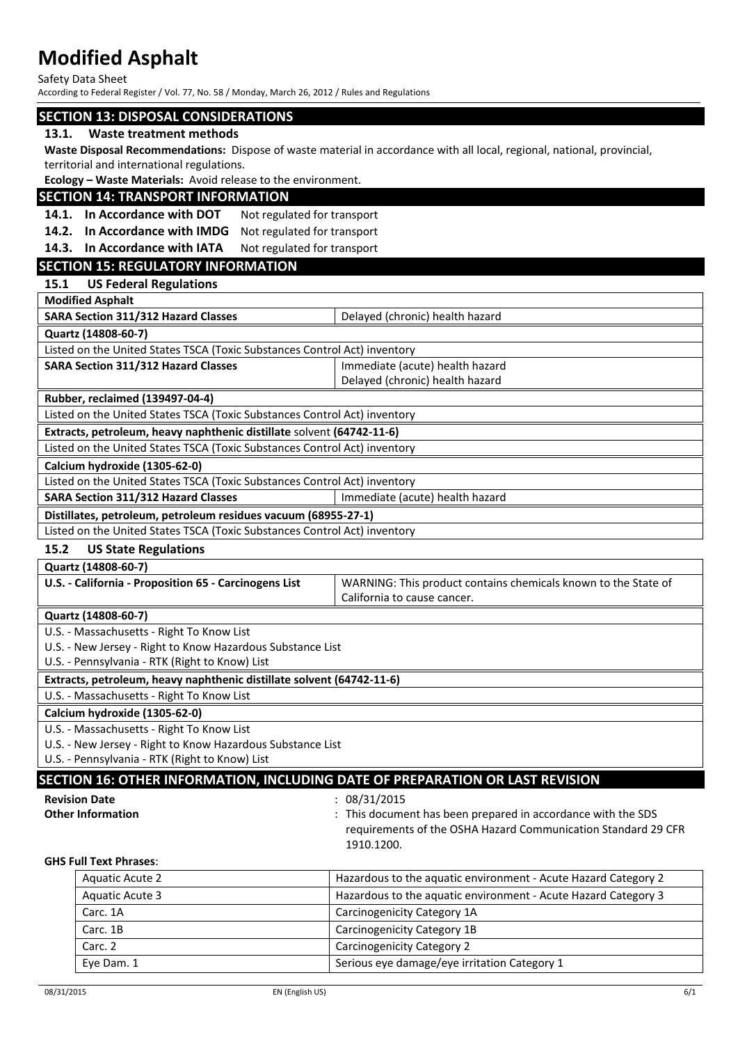## SECTION 13: DISPOSAL CONSIDERATIONS

### 13.1. Waste treatment methods

**Waste Disposal Recommendations:** Dispose of waste material in accordance with all local, regional, national, provincial, territorial and international regulations.

**Ecology – Waste Materials:** Avoid release to the environment.

## SECTION 14: TRANSPORT INFORMATION

**14.1. In Accordance with DOT** Not regulated for transport

**14.2. In Accordance with IMDG** Not regulated for transport

**14.3. In Accordance with IATA** Not regulated for transport

## SECTION 15: REGULATORY INFORMATION

### 15.1 US Federal Regulations

| **Modified Asphalt** | |
|---|---|
| **SARA Section 311/312 Hazard Classes** | Delayed (chronic) health hazard |
| **Quartz (14808-60-7)** | |
| Listed on the United States TSCA (Toxic Substances Control Act) inventory | |
| **SARA Section 311/312 Hazard Classes** | Immediate (acute) health hazard<br>Delayed (chronic) health hazard |
| **Rubber, reclaimed (139497-04-4)** | |
| Listed on the United States TSCA (Toxic Substances Control Act) inventory | |
| **Extracts, petroleum, heavy naphthenic distillate solvent (64742-11-6)** | |
| Listed on the United States TSCA (Toxic Substances Control Act) inventory | |
| **Calcium hydroxide (1305-62-0)** | |
| Listed on the United States TSCA (Toxic Substances Control Act) inventory | |
| **SARA Section 311/312 Hazard Classes** | Immediate (acute) health hazard |
| **Distillates, petroleum, petroleum residues vacuum (68955-27-1)** | |
| Listed on the United States TSCA (Toxic Substances Control Act) inventory | |

### 15.2 US State Regulations

| **Quartz (14808-60-7)** | |
|---|---|
| **U.S. - California - Proposition 65 - Carcinogens List** | WARNING: This product contains chemicals known to the State of California to cause cancer. |

| **Quartz (14808-60-7)** |
|---|
| U.S. - Massachusetts - Right To Know List<br>U.S. - New Jersey - Right to Know Hazardous Substance List<br>U.S. - Pennsylvania - RTK (Right to Know) List |
| **Extracts, petroleum, heavy naphthenic distillate solvent (64742-11-6)** |
| U.S. - Massachusetts - Right To Know List |
| **Calcium hydroxide (1305-62-0)** |
| U.S. - Massachusetts - Right To Know List<br>U.S. - New Jersey - Right to Know Hazardous Substance List<br>U.S. - Pennsylvania - RTK (Right to Know) List |

## SECTION 16: OTHER INFORMATION, INCLUDING DATE OF PREPARATION OR LAST REVISION

**Revision Date** : 08/31/2015

**Other Information** : This document has been prepared in accordance with the SDS requirements of the OSHA Hazard Communication Standard 29 CFR 1910.1200.

**GHS Full Text Phrases**:

| | |
|---|---|
| Aquatic Acute 2 | Hazardous to the aquatic environment - Acute Hazard Category 2 |
| Aquatic Acute 3 | Hazardous to the aquatic environment - Acute Hazard Category 3 |
| Carc. 1A | Carcinogenicity Category 1A |
| Carc. 1B | Carcinogenicity Category 1B |
| Carc. 2 | Carcinogenicity Category 2 |
| Eye Dam. 1 | Serious eye damage/eye irritation Category 1 |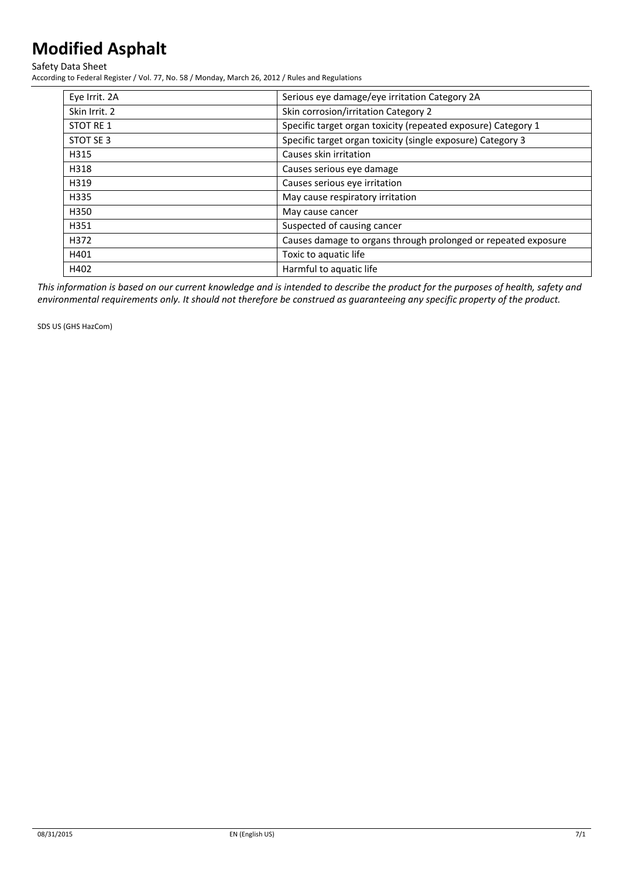| | |
|---|---|
| Eye Irrit. 2A | Serious eye damage/eye irritation Category 2A |
| Skin Irrit. 2 | Skin corrosion/irritation Category 2 |
| STOT RE 1 | Specific target organ toxicity (repeated exposure) Category 1 |
| STOT SE 3 | Specific target organ toxicity (single exposure) Category 3 |
| H315 | Causes skin irritation |
| H318 | Causes serious eye damage |
| H319 | Causes serious eye irritation |
| H335 | May cause respiratory irritation |
| H350 | May cause cancer |
| H351 | Suspected of causing cancer |
| H372 | Causes damage to organs through prolonged or repeated exposure |
| H401 | Toxic to aquatic life |
| H402 | Harmful to aquatic life |

*This information is based on our current knowledge and is intended to describe the product for the purposes of health, safety and environmental requirements only. It should not therefore be construed as guaranteeing any specific property of the product.*

SDS US (GHS HazCom)